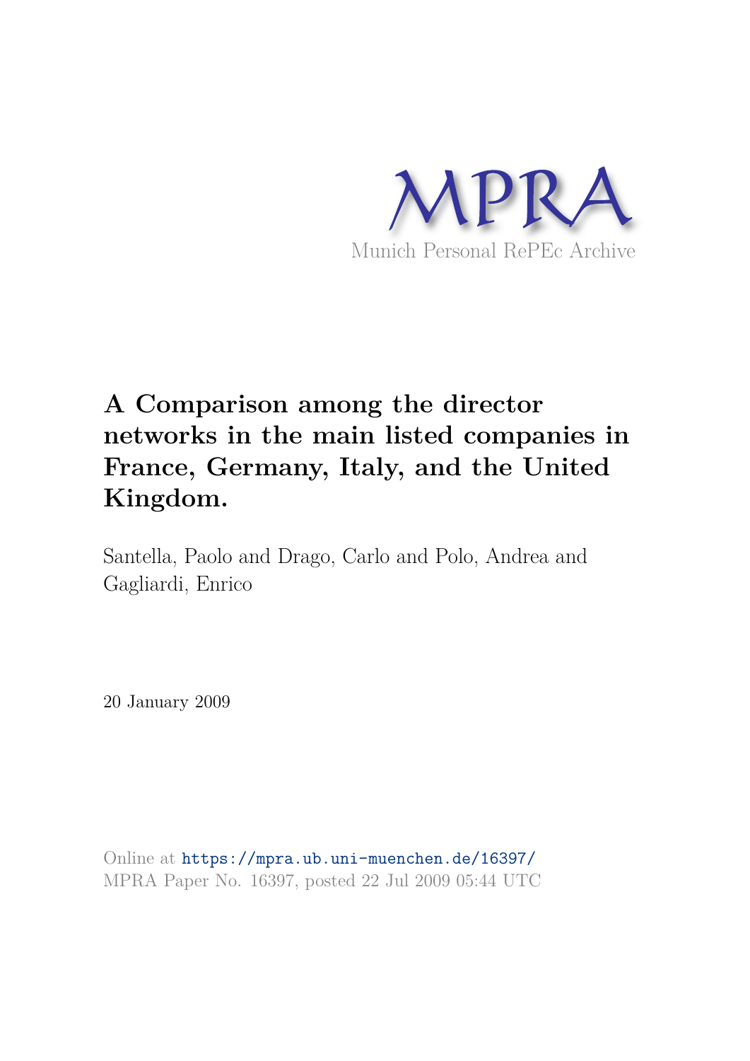MPRA

Munich Personal RePEc Archive

# A Comparison among the director networks in the main listed companies in France, Germany, Italy, and the United Kingdom.

Santella, Paolo and Drago, Carlo and Polo, Andrea and Gagliardi, Enrico

20 January 2009

Online at https://mpra.ub.uni-muenchen.de/16397/
MPRA Paper No. 16397, posted 22 Jul 2009 05:44 UTC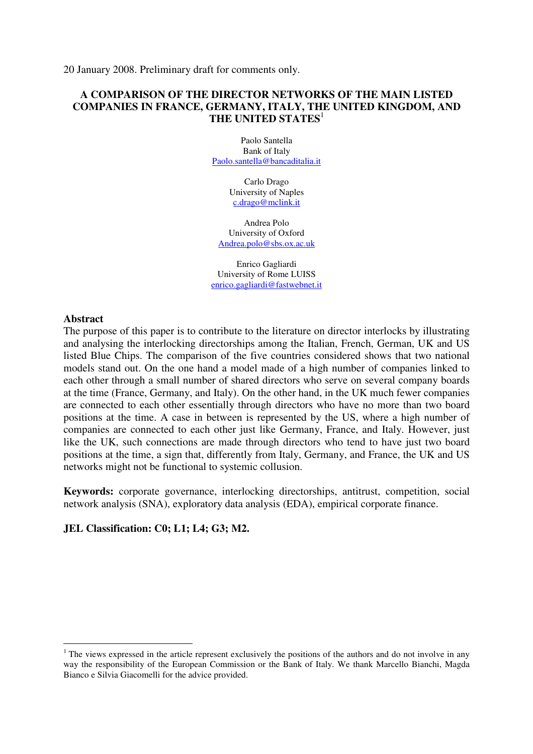20 January 2008. Preliminary draft for comments only.

# A COMPARISON OF THE DIRECTOR NETWORKS OF THE MAIN LISTED COMPANIES IN FRANCE, GERMANY, ITALY, THE UNITED KINGDOM, AND THE UNITED STATES[1]

Paolo Santella
Bank of Italy
Paolo.santella@bancaditalia.it

Carlo Drago
University of Naples
c.drago@mclink.it

Andrea Polo
University of Oxford
Andrea.polo@sbs.ox.ac.uk

Enrico Gagliardi
University of Rome LUISS
enrico.gagliardi@fastwebnet.it

## Abstract

The purpose of this paper is to contribute to the literature on director interlocks by illustrating and analysing the interlocking directorships among the Italian, French, German, UK and US listed Blue Chips. The comparison of the five countries considered shows that two national models stand out. On the one hand a model made of a high number of companies linked to each other through a small number of shared directors who serve on several company boards at the time (France, Germany, and Italy). On the other hand, in the UK much fewer companies are connected to each other essentially through directors who have no more than two board positions at the time. A case in between is represented by the US, where a high number of companies are connected to each other just like Germany, France, and Italy. However, just like the UK, such connections are made through directors who tend to have just two board positions at the time, a sign that, differently from Italy, Germany, and France, the UK and US networks might not be functional to systemic collusion.

**Keywords:** corporate governance, interlocking directorships, antitrust, competition, social network analysis (SNA), exploratory data analysis (EDA), empirical corporate finance.

**JEL Classification: C0; L1; L4; G3; M2.**

[1] The views expressed in the article represent exclusively the positions of the authors and do not involve in any way the responsibility of the European Commission or the Bank of Italy. We thank Marcello Bianchi, Magda Bianco e Silvia Giacomelli for the advice provided.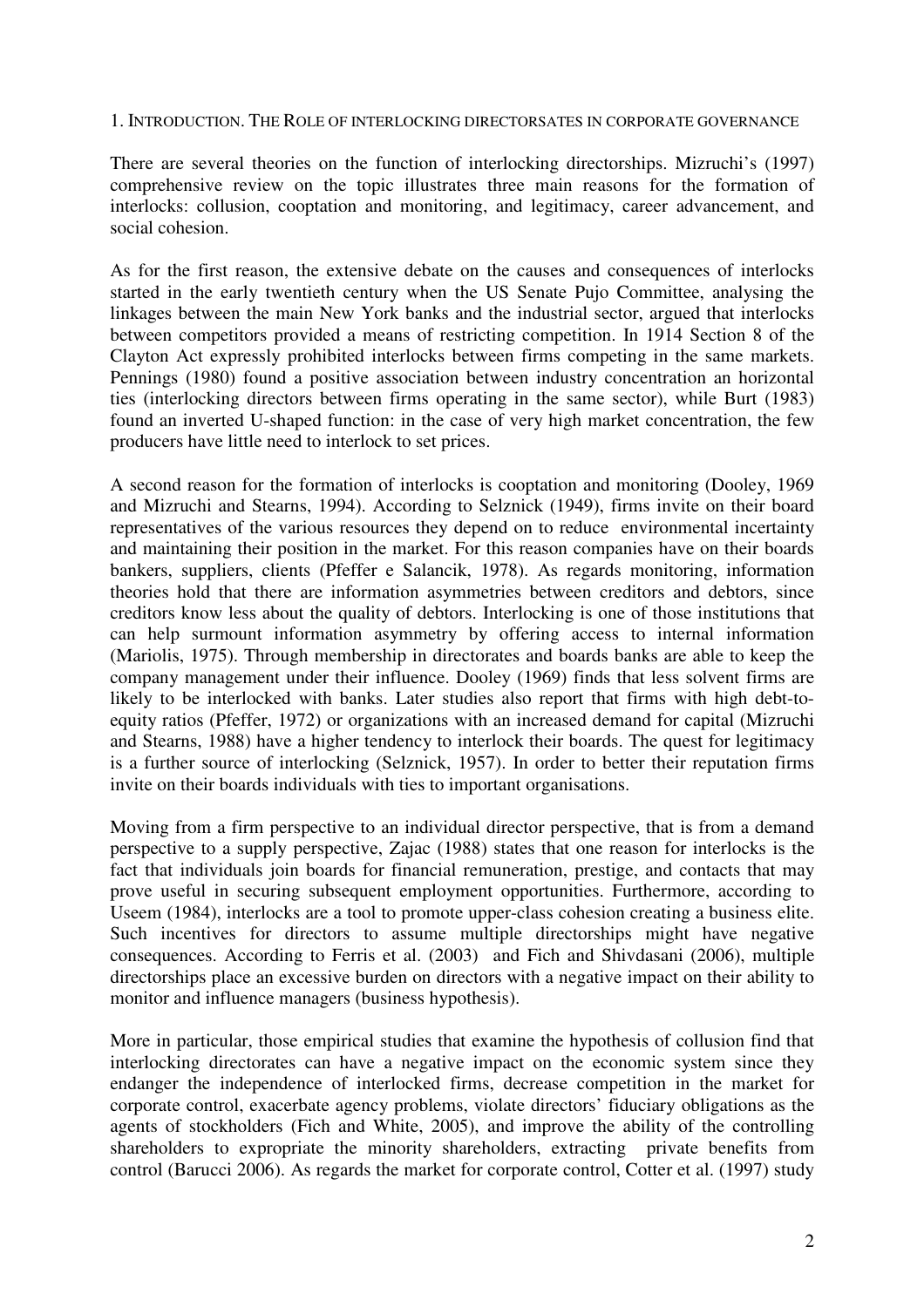## 1. INTRODUCTION. THE ROLE OF INTERLOCKING DIRECTORSATES IN CORPORATE GOVERNANCE

There are several theories on the function of interlocking directorships. Mizruchi's (1997) comprehensive review on the topic illustrates three main reasons for the formation of interlocks: collusion, cooptation and monitoring, and legitimacy, career advancement, and social cohesion.

As for the first reason, the extensive debate on the causes and consequences of interlocks started in the early twentieth century when the US Senate Pujo Committee, analysing the linkages between the main New York banks and the industrial sector, argued that interlocks between competitors provided a means of restricting competition. In 1914 Section 8 of the Clayton Act expressly prohibited interlocks between firms competing in the same markets. Pennings (1980) found a positive association between industry concentration an horizontal ties (interlocking directors between firms operating in the same sector), while Burt (1983) found an inverted U-shaped function: in the case of very high market concentration, the few producers have little need to interlock to set prices.

A second reason for the formation of interlocks is cooptation and monitoring (Dooley, 1969 and Mizruchi and Stearns, 1994). According to Selznick (1949), firms invite on their board representatives of the various resources they depend on to reduce environmental incertainty and maintaining their position in the market. For this reason companies have on their boards bankers, suppliers, clients (Pfeffer e Salancik, 1978). As regards monitoring, information theories hold that there are information asymmetries between creditors and debtors, since creditors know less about the quality of debtors. Interlocking is one of those institutions that can help surmount information asymmetry by offering access to internal information (Mariolis, 1975). Through membership in directorates and boards banks are able to keep the company management under their influence. Dooley (1969) finds that less solvent firms are likely to be interlocked with banks. Later studies also report that firms with high debt-to-equity ratios (Pfeffer, 1972) or organizations with an increased demand for capital (Mizruchi and Stearns, 1988) have a higher tendency to interlock their boards. The quest for legitimacy is a further source of interlocking (Selznick, 1957). In order to better their reputation firms invite on their boards individuals with ties to important organisations.

Moving from a firm perspective to an individual director perspective, that is from a demand perspective to a supply perspective, Zajac (1988) states that one reason for interlocks is the fact that individuals join boards for financial remuneration, prestige, and contacts that may prove useful in securing subsequent employment opportunities. Furthermore, according to Useem (1984), interlocks are a tool to promote upper-class cohesion creating a business elite. Such incentives for directors to assume multiple directorships might have negative consequences. According to Ferris et al. (2003) and Fich and Shivdasani (2006), multiple directorships place an excessive burden on directors with a negative impact on their ability to monitor and influence managers (business hypothesis).

More in particular, those empirical studies that examine the hypothesis of collusion find that interlocking directorates can have a negative impact on the economic system since they endanger the independence of interlocked firms, decrease competition in the market for corporate control, exacerbate agency problems, violate directors' fiduciary obligations as the agents of stockholders (Fich and White, 2005), and improve the ability of the controlling shareholders to expropriate the minority shareholders, extracting private benefits from control (Barucci 2006). As regards the market for corporate control, Cotter et al. (1997) study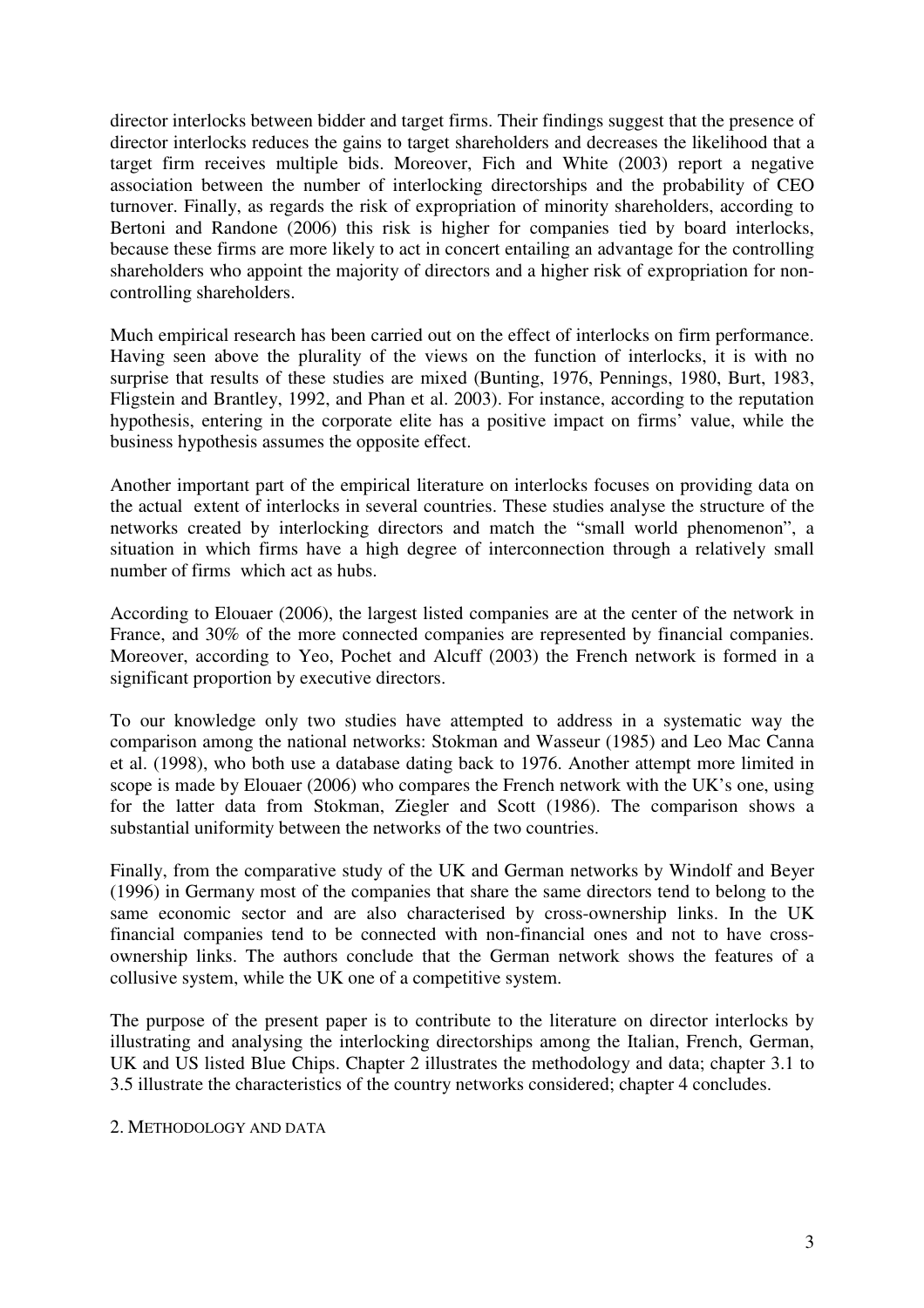director interlocks between bidder and target firms. Their findings suggest that the presence of director interlocks reduces the gains to target shareholders and decreases the likelihood that a target firm receives multiple bids. Moreover, Fich and White (2003) report a negative association between the number of interlocking directorships and the probability of CEO turnover. Finally, as regards the risk of expropriation of minority shareholders, according to Bertoni and Randone (2006) this risk is higher for companies tied by board interlocks, because these firms are more likely to act in concert entailing an advantage for the controlling shareholders who appoint the majority of directors and a higher risk of expropriation for non-controlling shareholders.

Much empirical research has been carried out on the effect of interlocks on firm performance. Having seen above the plurality of the views on the function of interlocks, it is with no surprise that results of these studies are mixed (Bunting, 1976, Pennings, 1980, Burt, 1983, Fligstein and Brantley, 1992, and Phan et al. 2003). For instance, according to the reputation hypothesis, entering in the corporate elite has a positive impact on firms' value, while the business hypothesis assumes the opposite effect.

Another important part of the empirical literature on interlocks focuses on providing data on the actual extent of interlocks in several countries. These studies analyse the structure of the networks created by interlocking directors and match the "small world phenomenon", a situation in which firms have a high degree of interconnection through a relatively small number of firms which act as hubs.

According to Elouaer (2006), the largest listed companies are at the center of the network in France, and 30% of the more connected companies are represented by financial companies. Moreover, according to Yeo, Pochet and Alcuff (2003) the French network is formed in a significant proportion by executive directors.

To our knowledge only two studies have attempted to address in a systematic way the comparison among the national networks: Stokman and Wasseur (1985) and Leo Mac Canna et al. (1998), who both use a database dating back to 1976. Another attempt more limited in scope is made by Elouaer (2006) who compares the French network with the UK's one, using for the latter data from Stokman, Ziegler and Scott (1986). The comparison shows a substantial uniformity between the networks of the two countries.

Finally, from the comparative study of the UK and German networks by Windolf and Beyer (1996) in Germany most of the companies that share the same directors tend to belong to the same economic sector and are also characterised by cross-ownership links. In the UK financial companies tend to be connected with non-financial ones and not to have cross-ownership links. The authors conclude that the German network shows the features of a collusive system, while the UK one of a competitive system.

The purpose of the present paper is to contribute to the literature on director interlocks by illustrating and analysing the interlocking directorships among the Italian, French, German, UK and US listed Blue Chips. Chapter 2 illustrates the methodology and data; chapter 3.1 to 3.5 illustrate the characteristics of the country networks considered; chapter 4 concludes.

## 2. Methodology and data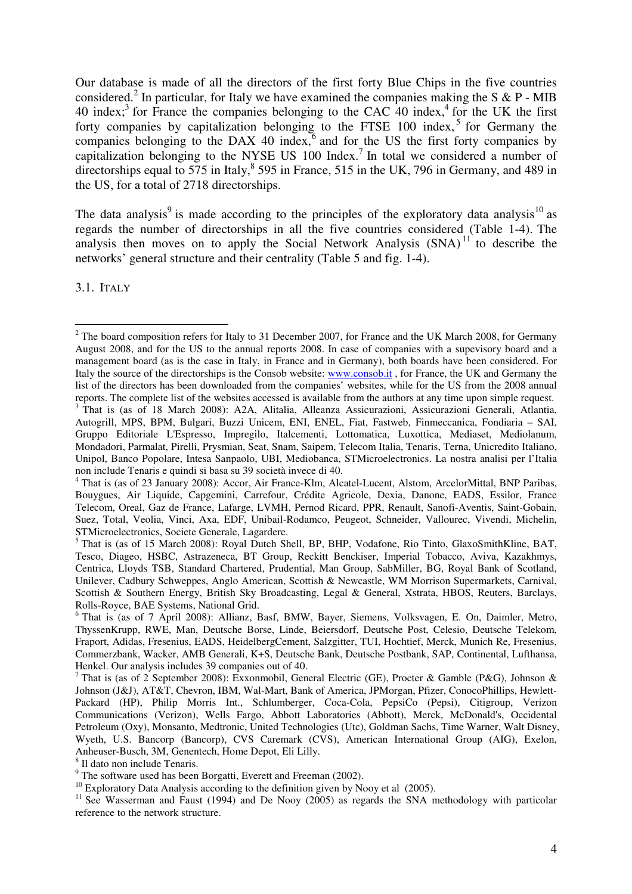Our database is made of all the directors of the first forty Blue Chips in the five countries considered.[2] In particular, for Italy we have examined the companies making the S & P - MIB 40 index;[3] for France the companies belonging to the CAC 40 index,[4] for the UK the first forty companies by capitalization belonging to the FTSE 100 index,[5] for Germany the companies belonging to the DAX 40 index,[6] and for the US the first forty companies by capitalization belonging to the NYSE US 100 Index.[7] In total we considered a number of directorships equal to 575 in Italy,[8] 595 in France, 515 in the UK, 796 in Germany, and 489 in the US, for a total of 2718 directorships.

The data analysis[9] is made according to the principles of the exploratory data analysis[10] as regards the number of directorships in all the five countries considered (Table 1-4). The analysis then moves on to apply the Social Network Analysis (SNA)[11] to describe the networks' general structure and their centrality (Table 5 and fig. 1-4).

### 3.1. ITALY

---

[2] The board composition refers for Italy to 31 December 2007, for France and the UK March 2008, for Germany August 2008, and for the US to the annual reports 2008. In case of companies with a supevisory board and a management board (as is the case in Italy, in France and in Germany), both boards have been considered. For Italy the source of the directorships is the Consob website: www.consob.it , for France, the UK and Germany the list of the directors has been downloaded from the companies' websites, while for the US from the 2008 annual reports. The complete list of the websites accessed is available from the authors at any time upon simple request.

[3] That is (as of 18 March 2008): A2A, Alitalia, Alleanza Assicurazioni, Assicurazioni Generali, Atlantia, Autogrill, MPS, BPM, Bulgari, Buzzi Unicem, ENI, ENEL, Fiat, Fastweb, Finmeccanica, Fondiaria – SAI, Gruppo Editoriale L'Espresso, Impregilo, Italcementi, Lottomatica, Luxottica, Mediaset, Mediolanum, Mondadori, Parmalat, Pirelli, Prysmian, Seat, Snam, Saipem, Telecom Italia, Tenaris, Terna, Unicredito Italiano, Unipol, Banco Popolare, Intesa Sanpaolo, UBI, Mediobanca, STMicroelectronics. La nostra analisi per l'Italia non include Tenaris e quindi si basa su 39 società invece di 40.

[4] That is (as of 23 January 2008): Accor, Air France-Klm, Alcatel-Lucent, Alstom, ArcelorMittal, BNP Paribas, Bouygues, Air Liquide, Capgemini, Carrefour, Crédite Agricole, Dexia, Danone, EADS, Essilor, France Telecom, Oreal, Gaz de France, Lafarge, LVMH, Pernod Ricard, PPR, Renault, Sanofi-Aventis, Saint-Gobain, Suez, Total, Veolia, Vinci, Axa, EDF, Unibail-Rodamco, Peugeot, Schneider, Vallourec, Vivendi, Michelin, STMicroelectronics, Societe Generale, Lagardere.

[5] That is (as of 15 March 2008): Royal Dutch Shell, BP, BHP, Vodafone, Rio Tinto, GlaxoSmithKline, BAT, Tesco, Diageo, HSBC, Astrazeneca, BT Group, Reckitt Benckiser, Imperial Tobacco, Aviva, Kazakhmys, Centrica, Lloyds TSB, Standard Chartered, Prudential, Man Group, SabMiller, BG, Royal Bank of Scotland, Unilever, Cadbury Schweppes, Anglo American, Scottish & Newcastle, WM Morrison Supermarkets, Carnival, Scottish & Southern Energy, British Sky Broadcasting, Legal & General, Xstrata, HBOS, Reuters, Barclays, Rolls-Royce, BAE Systems, National Grid.

[6] That is (as of 7 April 2008): Allianz, Basf, BMW, Bayer, Siemens, Volksvagen, E. On, Daimler, Metro, ThyssenKrupp, RWE, Man, Deutsche Borse, Linde, Beiersdorf, Deutsche Post, Celesio, Deutsche Telekom, Fraport, Adidas, Fresenius, EADS, HeidelbergCement, Salzgitter, TUI, Hochtief, Merck, Munich Re, Fresenius, Commerzbank, Wacker, AMB Generali, K+S, Deutsche Bank, Deutsche Postbank, SAP, Continental, Lufthansa, Henkel. Our analysis includes 39 companies out of 40.

[7] That is (as of 2 September 2008): Exxonmobil, General Electric (GE), Procter & Gamble (P&G), Johnson & Johnson (J&J), AT&T, Chevron, IBM, Wal-Mart, Bank of America, JPMorgan, Pfizer, ConocoPhillips, Hewlett-Packard (HP), Philip Morris Int., Schlumberger, Coca-Cola, PepsiCo (Pepsi), Citigroup, Verizon Communications (Verizon), Wells Fargo, Abbott Laboratories (Abbott), Merck, McDonald's, Occidental Petroleum (Oxy), Monsanto, Medtronic, United Technologies (Utc), Goldman Sachs, Time Warner, Walt Disney, Wyeth, U.S. Bancorp (Bancorp), CVS Caremark (CVS), American International Group (AIG), Exelon, Anheuser-Busch, 3M, Genentech, Home Depot, Eli Lilly.

[8] Il dato non include Tenaris.

[9] The software used has been Borgatti, Everett and Freeman (2002).

[10] Exploratory Data Analysis according to the definition given by Nooy et al (2005).

[11] See Wasserman and Faust (1994) and De Nooy (2005) as regards the SNA methodology with particolar reference to the network structure.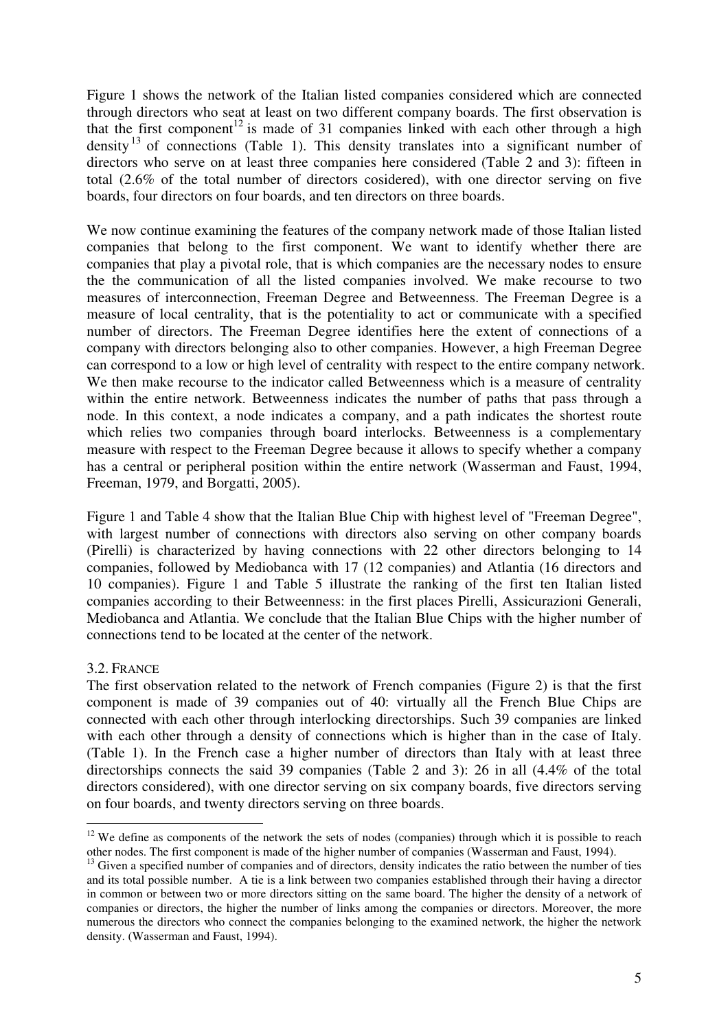Figure 1 shows the network of the Italian listed companies considered which are connected through directors who seat at least on two different company boards. The first observation is that the first component[12] is made of 31 companies linked with each other through a high density[13] of connections (Table 1). This density translates into a significant number of directors who serve on at least three companies here considered (Table 2 and 3): fifteen in total (2.6% of the total number of directors cosidered), with one director serving on five boards, four directors on four boards, and ten directors on three boards.

We now continue examining the features of the company network made of those Italian listed companies that belong to the first component. We want to identify whether there are companies that play a pivotal role, that is which companies are the necessary nodes to ensure the the communication of all the listed companies involved. We make recourse to two measures of interconnection, Freeman Degree and Betweenness. The Freeman Degree is a measure of local centrality, that is the potentiality to act or communicate with a specified number of directors. The Freeman Degree identifies here the extent of connections of a company with directors belonging also to other companies. However, a high Freeman Degree can correspond to a low or high level of centrality with respect to the entire company network. We then make recourse to the indicator called Betweenness which is a measure of centrality within the entire network. Betweenness indicates the number of paths that pass through a node. In this context, a node indicates a company, and a path indicates the shortest route which relies two companies through board interlocks. Betweenness is a complementary measure with respect to the Freeman Degree because it allows to specify whether a company has a central or peripheral position within the entire network (Wasserman and Faust, 1994, Freeman, 1979, and Borgatti, 2005).

Figure 1 and Table 4 show that the Italian Blue Chip with highest level of "Freeman Degree", with largest number of connections with directors also serving on other company boards (Pirelli) is characterized by having connections with 22 other directors belonging to 14 companies, followed by Mediobanca with 17 (12 companies) and Atlantia (16 directors and 10 companies). Figure 1 and Table 5 illustrate the ranking of the first ten Italian listed companies according to their Betweenness: in the first places Pirelli, Assicurazioni Generali, Mediobanca and Atlantia. We conclude that the Italian Blue Chips with the higher number of connections tend to be located at the center of the network.

### 3.2. France

The first observation related to the network of French companies (Figure 2) is that the first component is made of 39 companies out of 40: virtually all the French Blue Chips are connected with each other through interlocking directorships. Such 39 companies are linked with each other through a density of connections which is higher than in the case of Italy. (Table 1). In the French case a higher number of directors than Italy with at least three directorships connects the said 39 companies (Table 2 and 3): 26 in all (4.4% of the total directors considered), with one director serving on six company boards, five directors serving on four boards, and twenty directors serving on three boards.

---

[12] We define as components of the network the sets of nodes (companies) through which it is possible to reach other nodes. The first component is made of the higher number of companies (Wasserman and Faust, 1994).

[13] Given a specified number of companies and of directors, density indicates the ratio between the number of ties and its total possible number. A tie is a link between two companies established through their having a director in common or between two or more directors sitting on the same board. The higher the density of a network of companies or directors, the higher the number of links among the companies or directors. Moreover, the more numerous the directors who connect the companies belonging to the examined network, the higher the network density. (Wasserman and Faust, 1994).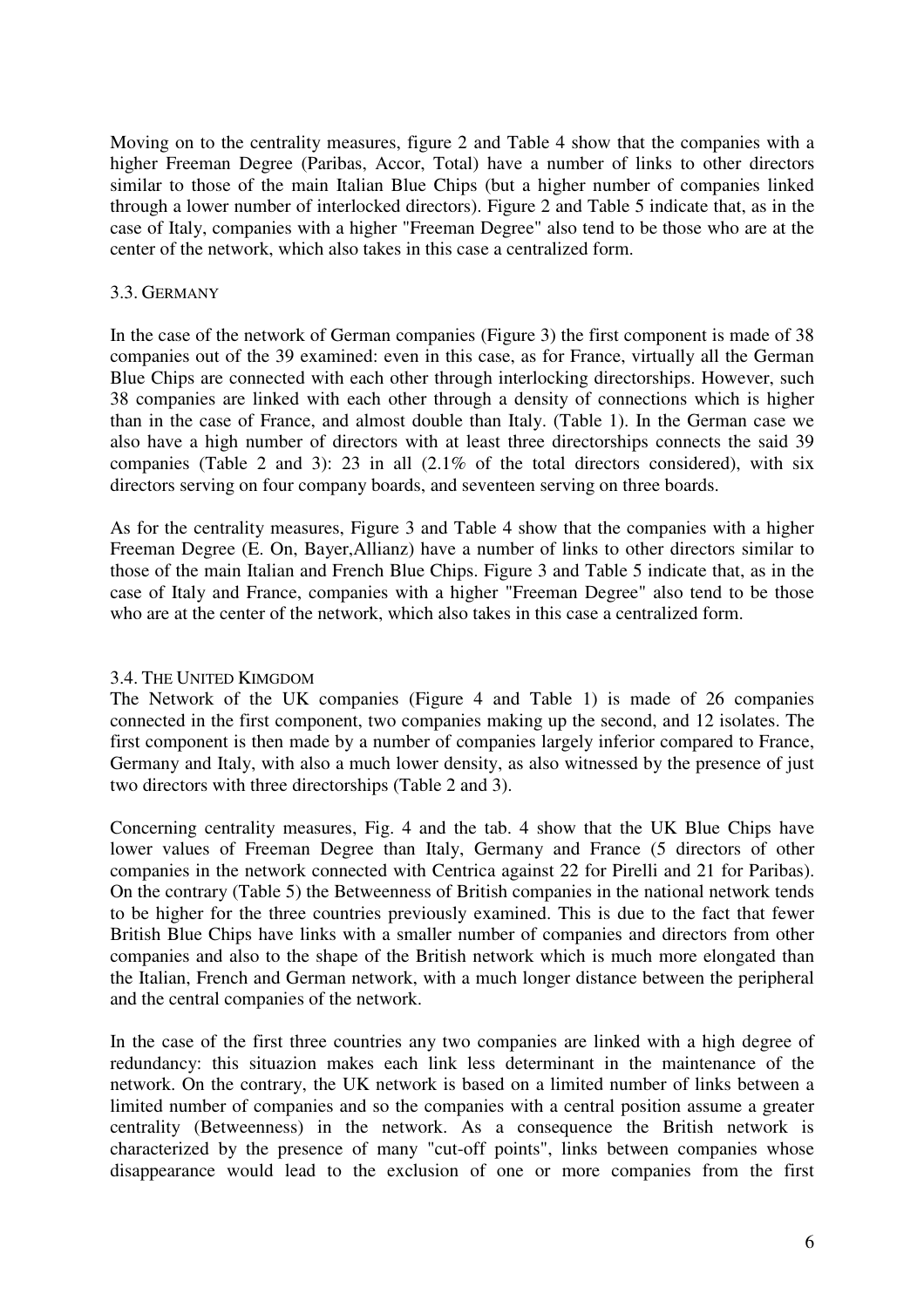Moving on to the centrality measures, figure 2 and Table 4 show that the companies with a higher Freeman Degree (Paribas, Accor, Total) have a number of links to other directors similar to those of the main Italian Blue Chips (but a higher number of companies linked through a lower number of interlocked directors). Figure 2 and Table 5 indicate that, as in the case of Italy, companies with a higher "Freeman Degree" also tend to be those who are at the center of the network, which also takes in this case a centralized form.

### 3.3. GERMANY

In the case of the network of German companies (Figure 3) the first component is made of 38 companies out of the 39 examined: even in this case, as for France, virtually all the German Blue Chips are connected with each other through interlocking directorships. However, such 38 companies are linked with each other through a density of connections which is higher than in the case of France, and almost double than Italy. (Table 1). In the German case we also have a high number of directors with at least three directorships connects the said 39 companies (Table 2 and 3): 23 in all (2.1% of the total directors considered), with six directors serving on four company boards, and seventeen serving on three boards.

As for the centrality measures, Figure 3 and Table 4 show that the companies with a higher Freeman Degree (E. On, Bayer,Allianz) have a number of links to other directors similar to those of the main Italian and French Blue Chips. Figure 3 and Table 5 indicate that, as in the case of Italy and France, companies with a higher "Freeman Degree" also tend to be those who are at the center of the network, which also takes in this case a centralized form.

### 3.4. THE UNITED KIMGDOM

The Network of the UK companies (Figure 4 and Table 1) is made of 26 companies connected in the first component, two companies making up the second, and 12 isolates. The first component is then made by a number of companies largely inferior compared to France, Germany and Italy, with also a much lower density, as also witnessed by the presence of just two directors with three directorships (Table 2 and 3).

Concerning centrality measures, Fig. 4 and the tab. 4 show that the UK Blue Chips have lower values of Freeman Degree than Italy, Germany and France (5 directors of other companies in the network connected with Centrica against 22 for Pirelli and 21 for Paribas). On the contrary (Table 5) the Betweenness of British companies in the national network tends to be higher for the three countries previously examined. This is due to the fact that fewer British Blue Chips have links with a smaller number of companies and directors from other companies and also to the shape of the British network which is much more elongated than the Italian, French and German network, with a much longer distance between the peripheral and the central companies of the network.

In the case of the first three countries any two companies are linked with a high degree of redundancy: this situazion makes each link less determinant in the maintenance of the network. On the contrary, the UK network is based on a limited number of links between a limited number of companies and so the companies with a central position assume a greater centrality (Betweenness) in the network. As a consequence the British network is characterized by the presence of many "cut-off points", links between companies whose disappearance would lead to the exclusion of one or more companies from the first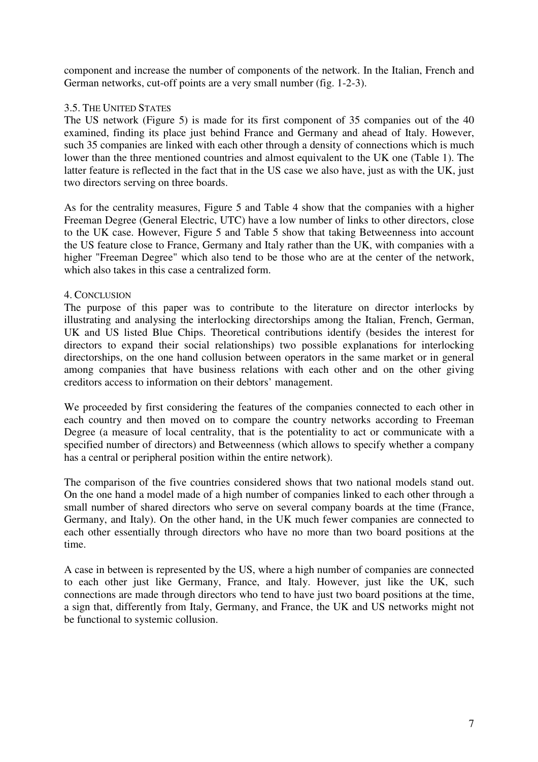component and increase the number of components of the network. In the Italian, French and German networks, cut-off points are a very small number (fig. 1-2-3).

### 3.5. THE UNITED STATES

The US network (Figure 5) is made for its first component of 35 companies out of the 40 examined, finding its place just behind France and Germany and ahead of Italy. However, such 35 companies are linked with each other through a density of connections which is much lower than the three mentioned countries and almost equivalent to the UK one (Table 1). The latter feature is reflected in the fact that in the US case we also have, just as with the UK, just two directors serving on three boards.

As for the centrality measures, Figure 5 and Table 4 show that the companies with a higher Freeman Degree (General Electric, UTC) have a low number of links to other directors, close to the UK case. However, Figure 5 and Table 5 show that taking Betweenness into account the US feature close to France, Germany and Italy rather than the UK, with companies with a higher "Freeman Degree" which also tend to be those who are at the center of the network, which also takes in this case a centralized form.

## 4. CONCLUSION

The purpose of this paper was to contribute to the literature on director interlocks by illustrating and analysing the interlocking directorships among the Italian, French, German, UK and US listed Blue Chips. Theoretical contributions identify (besides the interest for directors to expand their social relationships) two possible explanations for interlocking directorships, on the one hand collusion between operators in the same market or in general among companies that have business relations with each other and on the other giving creditors access to information on their debtors' management.

We proceeded by first considering the features of the companies connected to each other in each country and then moved on to compare the country networks according to Freeman Degree (a measure of local centrality, that is the potentiality to act or communicate with a specified number of directors) and Betweenness (which allows to specify whether a company has a central or peripheral position within the entire network).

The comparison of the five countries considered shows that two national models stand out. On the one hand a model made of a high number of companies linked to each other through a small number of shared directors who serve on several company boards at the time (France, Germany, and Italy). On the other hand, in the UK much fewer companies are connected to each other essentially through directors who have no more than two board positions at the time.

A case in between is represented by the US, where a high number of companies are connected to each other just like Germany, France, and Italy. However, just like the UK, such connections are made through directors who tend to have just two board positions at the time, a sign that, differently from Italy, Germany, and France, the UK and US networks might not be functional to systemic collusion.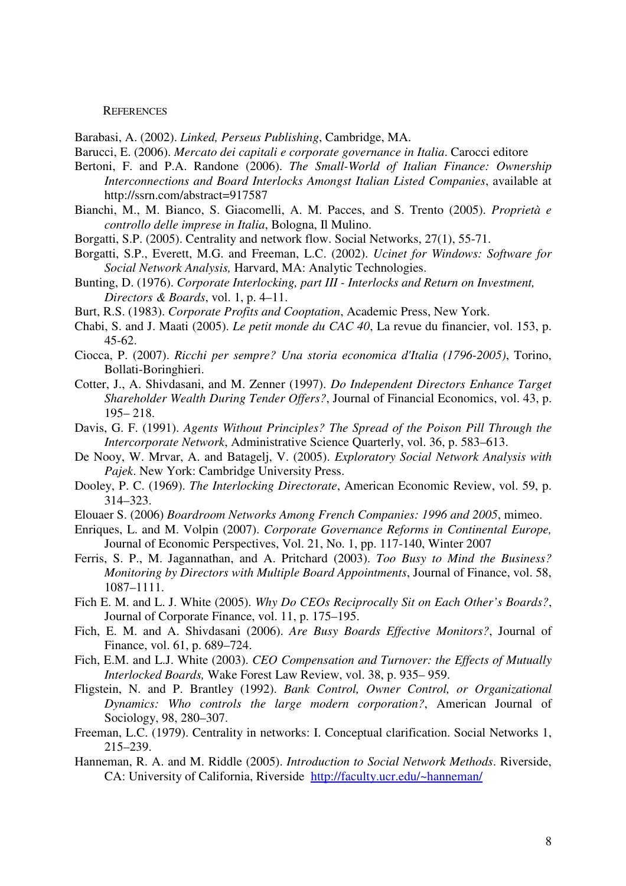REFERENCES

Barabasi, A. (2002). *Linked, Perseus Publishing*, Cambridge, MA.

Barucci, E. (2006). *Mercato dei capitali e corporate governance in Italia*. Carocci editore

Bertoni, F. and P.A. Randone (2006). *The Small-World of Italian Finance: Ownership Interconnections and Board Interlocks Amongst Italian Listed Companies*, available at http://ssrn.com/abstract=917587

Bianchi, M., M. Bianco, S. Giacomelli, A. M. Pacces, and S. Trento (2005). *Proprietà e controllo delle imprese in Italia*, Bologna, Il Mulino.

Borgatti, S.P. (2005). Centrality and network flow. Social Networks, 27(1), 55-71.

Borgatti, S.P., Everett, M.G. and Freeman, L.C. (2002). *Ucinet for Windows: Software for Social Network Analysis,* Harvard, MA: Analytic Technologies.

Bunting, D. (1976). *Corporate Interlocking, part III - Interlocks and Return on Investment, Directors & Boards*, vol. 1, p. 4–11.

Burt, R.S. (1983). *Corporate Profits and Cooptation*, Academic Press, New York.

Chabi, S. and J. Maati (2005). *Le petit monde du CAC 40*, La revue du financier, vol. 153, p. 45-62.

Ciocca, P. (2007). *Ricchi per sempre? Una storia economica d'Italia (1796-2005)*, Torino, Bollati-Boringhieri.

Cotter, J., A. Shivdasani, and M. Zenner (1997). *Do Independent Directors Enhance Target Shareholder Wealth During Tender Offers?*, Journal of Financial Economics, vol. 43, p. 195– 218.

Davis, G. F. (1991). *Agents Without Principles? The Spread of the Poison Pill Through the Intercorporate Network*, Administrative Science Quarterly, vol. 36, p. 583–613.

De Nooy, W. Mrvar, A. and Batagelj, V. (2005). *Exploratory Social Network Analysis with Pajek*. New York: Cambridge University Press.

Dooley, P. C. (1969). *The Interlocking Directorate*, American Economic Review, vol. 59, p. 314–323.

Elouaer S. (2006) *Boardroom Networks Among French Companies: 1996 and 2005*, mimeo.

Enriques, L. and M. Volpin (2007). *Corporate Governance Reforms in Continental Europe,* Journal of Economic Perspectives, Vol. 21, No. 1, pp. 117-140, Winter 2007

Ferris, S. P., M. Jagannathan, and A. Pritchard (2003). *Too Busy to Mind the Business? Monitoring by Directors with Multiple Board Appointments*, Journal of Finance, vol. 58, 1087–1111.

Fich E. M. and L. J. White (2005). *Why Do CEOs Reciprocally Sit on Each Other's Boards?*, Journal of Corporate Finance, vol. 11, p. 175–195.

Fich, E. M. and A. Shivdasani (2006). *Are Busy Boards Effective Monitors?*, Journal of Finance, vol. 61, p. 689–724.

Fich, E.M. and L.J. White (2003). *CEO Compensation and Turnover: the Effects of Mutually Interlocked Boards,* Wake Forest Law Review, vol. 38, p. 935– 959.

Fligstein, N. and P. Brantley (1992). *Bank Control, Owner Control, or Organizational Dynamics: Who controls the large modern corporation?*, American Journal of Sociology, 98, 280–307.

Freeman, L.C. (1979). Centrality in networks: I. Conceptual clarification. Social Networks 1, 215–239.

Hanneman, R. A. and M. Riddle (2005). *Introduction to Social Network Methods*. Riverside, CA: University of California, Riverside http://faculty.ucr.edu/~hanneman/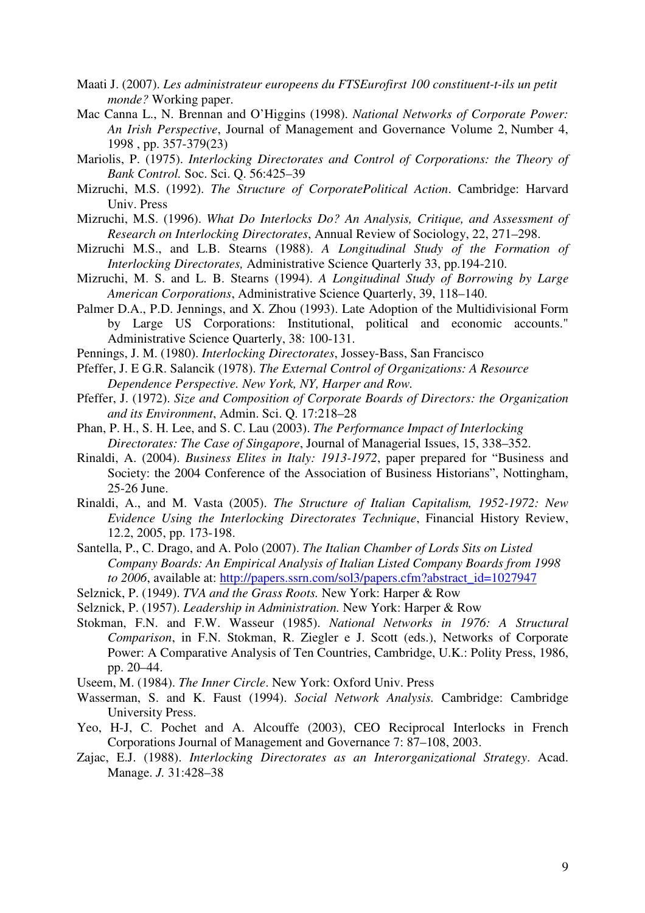Maati J. (2007). *Les administrateur europeens du FTSEurofirst 100 constituent-t-ils un petit monde?* Working paper.

Mac Canna L., N. Brennan and O'Higgins (1998). *National Networks of Corporate Power: An Irish Perspective*, Journal of Management and Governance Volume 2, Number 4, 1998 , pp. 357-379(23)

Mariolis, P. (1975). *Interlocking Directorates and Control of Corporations: the Theory of Bank Control.* Soc. Sci. Q. 56:425–39

Mizruchi, M.S. (1992). *The Structure of CorporatePolitical Action*. Cambridge: Harvard Univ. Press

Mizruchi, M.S. (1996). *What Do Interlocks Do? An Analysis, Critique, and Assessment of Research on Interlocking Directorates*, Annual Review of Sociology, 22, 271–298.

Mizruchi M.S., and L.B. Stearns (1988). *A Longitudinal Study of the Formation of Interlocking Directorates,* Administrative Science Quarterly 33, pp.194-210.

Mizruchi, M. S. and L. B. Stearns (1994). *A Longitudinal Study of Borrowing by Large American Corporations*, Administrative Science Quarterly, 39, 118–140.

Palmer D.A., P.D. Jennings, and X. Zhou (1993). Late Adoption of the Multidivisional Form by Large US Corporations: Institutional, political and economic accounts." Administrative Science Quarterly, 38: 100-131.

Pennings, J. M. (1980). *Interlocking Directorates*, Jossey-Bass, San Francisco

Pfeffer, J. E G.R. Salancik (1978). *The External Control of Organizations: A Resource Dependence Perspective. New York, NY, Harper and Row.*

Pfeffer, J. (1972). *Size and Composition of Corporate Boards of Directors: the Organization and its Environment*, Admin. Sci. Q. 17:218–28

Phan, P. H., S. H. Lee, and S. C. Lau (2003). *The Performance Impact of Interlocking Directorates: The Case of Singapore*, Journal of Managerial Issues, 15, 338–352.

Rinaldi, A. (2004). *Business Elites in Italy: 1913-1972*, paper prepared for "Business and Society: the 2004 Conference of the Association of Business Historians", Nottingham, 25-26 June.

Rinaldi, A., and M. Vasta (2005). *The Structure of Italian Capitalism, 1952-1972: New Evidence Using the Interlocking Directorates Technique*, Financial History Review, 12.2, 2005, pp. 173-198.

Santella, P., C. Drago, and A. Polo (2007). *The Italian Chamber of Lords Sits on Listed Company Boards: An Empirical Analysis of Italian Listed Company Boards from 1998 to 2006*, available at: http://papers.ssrn.com/sol3/papers.cfm?abstract_id=1027947

Selznick, P. (1949). *TVA and the Grass Roots.* New York: Harper & Row

Selznick, P. (1957). *Leadership in Administration.* New York: Harper & Row

Stokman, F.N. and F.W. Wasseur (1985). *National Networks in 1976: A Structural Comparison*, in F.N. Stokman, R. Ziegler e J. Scott (eds.), Networks of Corporate Power: A Comparative Analysis of Ten Countries, Cambridge, U.K.: Polity Press, 1986, pp. 20–44.

Useem, M. (1984). *The Inner Circle*. New York: Oxford Univ. Press

Wasserman, S. and K. Faust (1994). *Social Network Analysis.* Cambridge: Cambridge University Press.

Yeo, H-J, C. Pochet and A. Alcouffe (2003), CEO Reciprocal Interlocks in French Corporations Journal of Management and Governance 7: 87–108, 2003.

Zajac, E.J. (1988). *Interlocking Directorates as an Interorganizational Strategy*. Acad. Manage. *J.* 31:428–38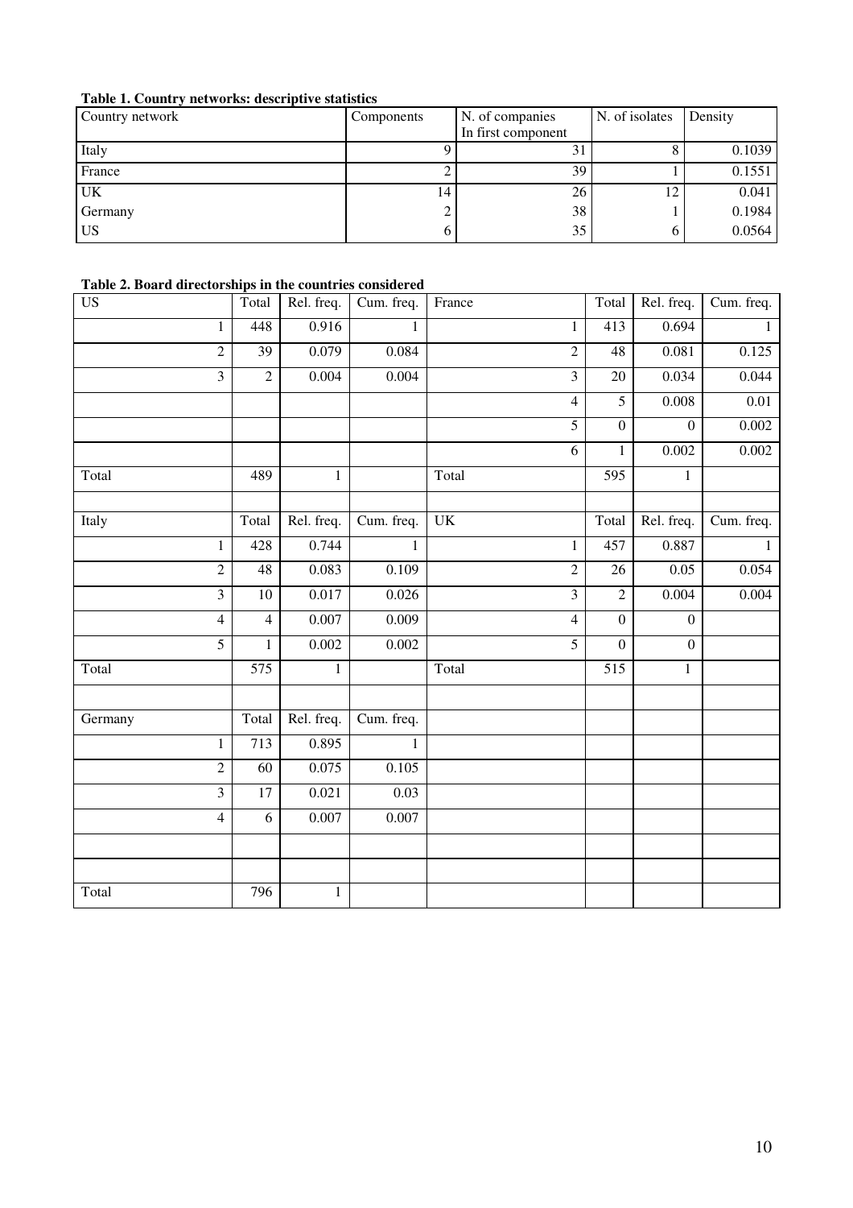**Table 1. Country networks: descriptive statistics**

| Country network | Components | N. of companies In first component | N. of isolates | Density |
|---|---|---|---|---|
| Italy | 9 | 31 | 8 | 0.1039 |
| France | 2 | 39 | 1 | 0.1551 |
| UK | 14 | 26 | 12 | 0.041 |
| Germany | 2 | 38 | 1 | 0.1984 |
| US | 6 | 35 | 6 | 0.0564 |

**Table 2. Board directorships in the countries considered**

| US | Total | Rel. freq. | Cum. freq. | France | Total | Rel. freq. | Cum. freq. |
|---|---|---|---|---|---|---|---|
| 1 | 448 | 0.916 | 1 | 1 | 413 | 0.694 | 1 |
| 2 | 39 | 0.079 | 0.084 | 2 | 48 | 0.081 | 0.125 |
| 3 | 2 | 0.004 | 0.004 | 3 | 20 | 0.034 | 0.044 |
| | | | | 4 | 5 | 0.008 | 0.01 |
| | | | | 5 | 0 | 0 | 0.002 |
| | | | | 6 | 1 | 0.002 | 0.002 |
| Total | 489 | 1 | | Total | 595 | 1 | |
| | | | | | | | |
| Italy | Total | Rel. freq. | Cum. freq. | UK | Total | Rel. freq. | Cum. freq. |
| 1 | 428 | 0.744 | 1 | 1 | 457 | 0.887 | 1 |
| 2 | 48 | 0.083 | 0.109 | 2 | 26 | 0.05 | 0.054 |
| 3 | 10 | 0.017 | 0.026 | 3 | 2 | 0.004 | 0.004 |
| 4 | 4 | 0.007 | 0.009 | 4 | 0 | 0 | |
| 5 | 1 | 0.002 | 0.002 | 5 | 0 | 0 | |
| Total | 575 | 1 | | Total | 515 | 1 | |
| | | | | | | | |
| Germany | Total | Rel. freq. | Cum. freq. | | | | |
| 1 | 713 | 0.895 | 1 | | | | |
| 2 | 60 | 0.075 | 0.105 | | | | |
| 3 | 17 | 0.021 | 0.03 | | | | |
| 4 | 6 | 0.007 | 0.007 | | | | |
| | | | | | | | |
| | | | | | | | |
| Total | 796 | 1 | | | | | |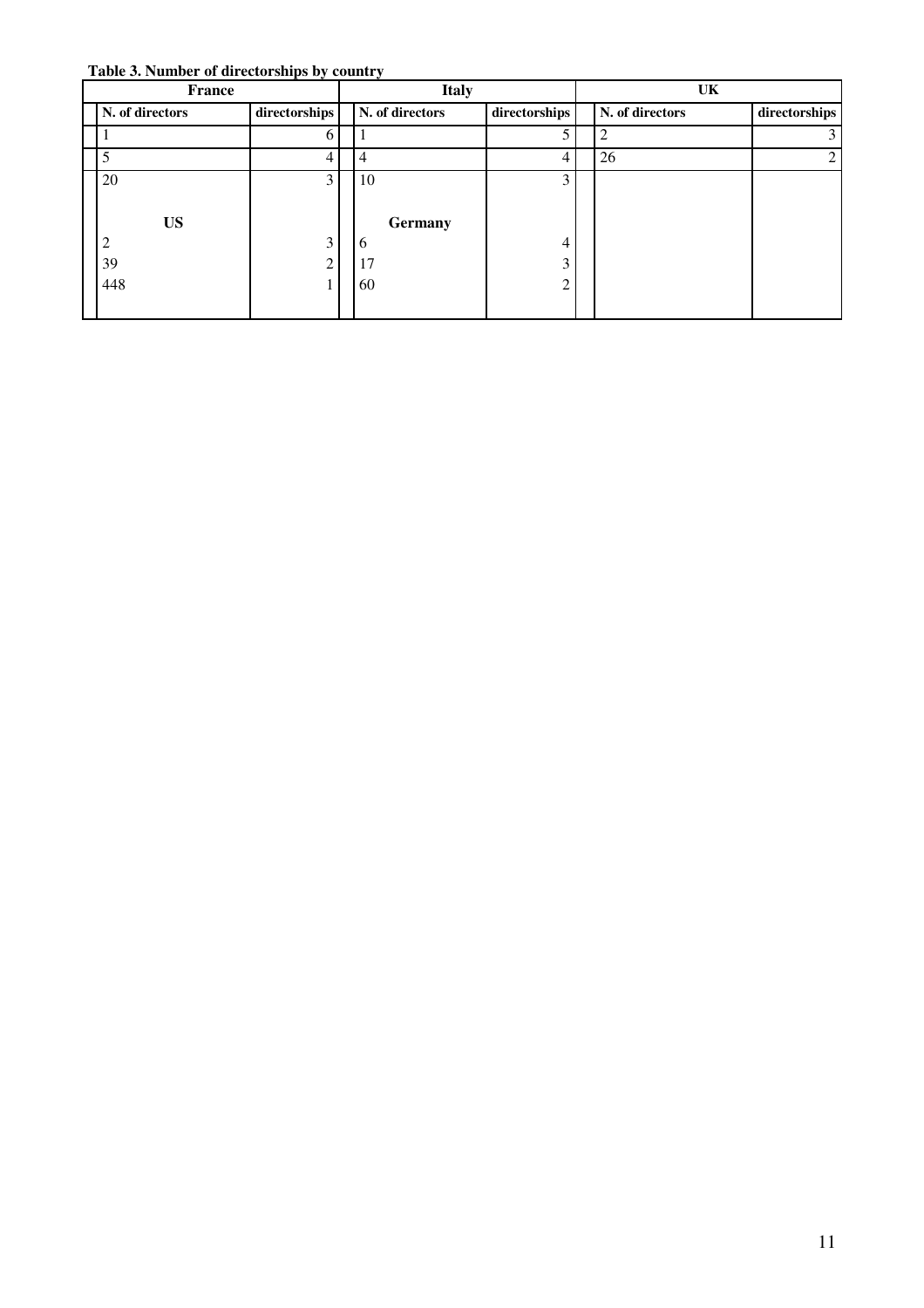**Table 3. Number of directorships by country**

| France | | Italy | | UK | |
|---|---|---|---|---|---|
| N. of directors | directorships | N. of directors | directorships | N. of directors | directorships |
| 1 | 6 | 1 | 5 | 2 | 3 |
| 5 | 4 | 4 | 4 | 26 | 2 |
| 20 | 3 | 10 | 3 | | |
| **US** | | **Germany** | | | |
| 2 | 3 | 6 | 4 | | |
| 39 | 2 | 17 | 3 | | |
| 448 | 1 | 60 | 2 | | |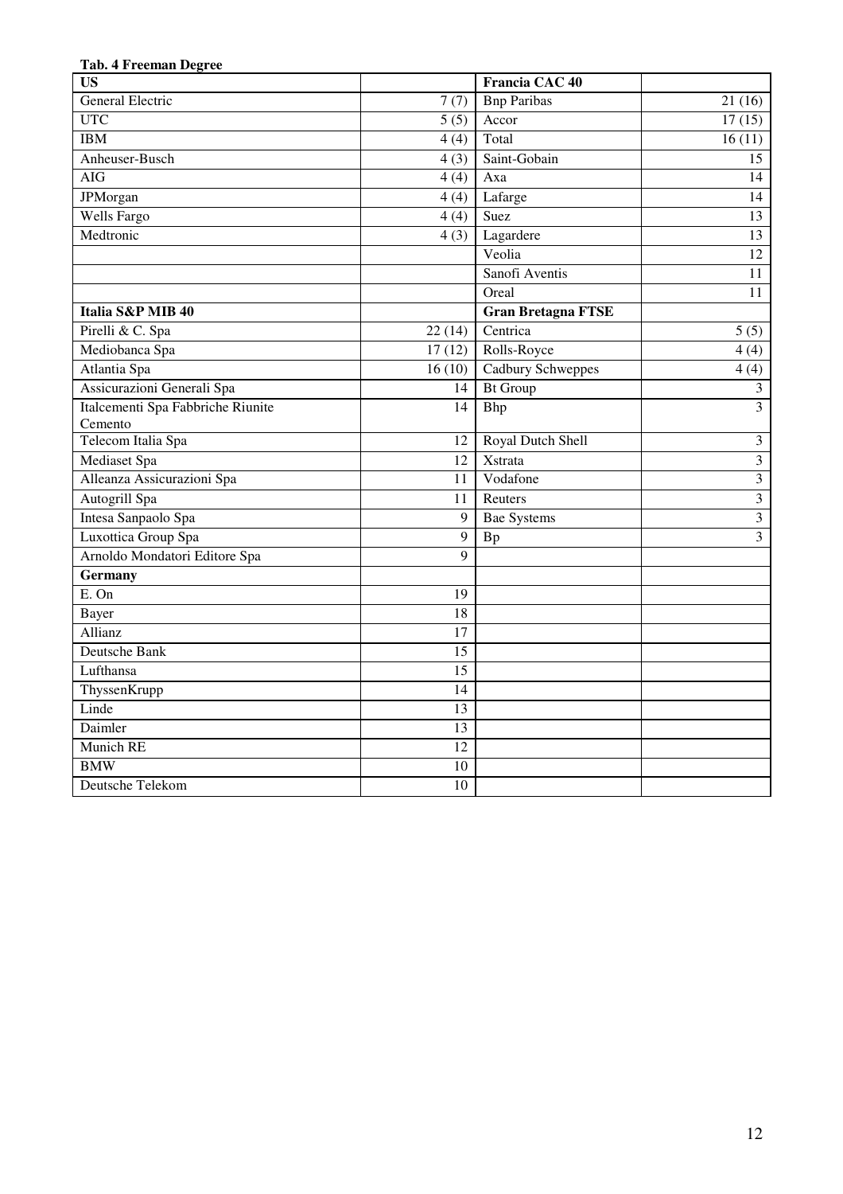**Tab. 4 Freeman Degree**

| US | | Francia CAC 40 | |
|---|---|---|---|
| General Electric | 7 (7) | Bnp Paribas | 21 (16) |
| UTC | 5 (5) | Accor | 17 (15) |
| IBM | 4 (4) | Total | 16 (11) |
| Anheuser-Busch | 4 (3) | Saint-Gobain | 15 |
| AIG | 4 (4) | Axa | 14 |
| JPMorgan | 4 (4) | Lafarge | 14 |
| Wells Fargo | 4 (4) | Suez | 13 |
| Medtronic | 4 (3) | Lagardere | 13 |
| | | Veolia | 12 |
| | | Sanofi Aventis | 11 |
| | | Oreal | 11 |
| **Italia S&P MIB 40** | | **Gran Bretagna FTSE** | |
| Pirelli & C. Spa | 22 (14) | Centrica | 5 (5) |
| Mediobanca Spa | 17 (12) | Rolls-Royce | 4 (4) |
| Atlantia Spa | 16 (10) | Cadbury Schweppes | 4 (4) |
| Assicurazioni Generali Spa | 14 | Bt Group | 3 |
| Italcementi Spa Fabbriche Riunite Cemento | 14 | Bhp | 3 |
| Telecom Italia Spa | 12 | Royal Dutch Shell | 3 |
| Mediaset Spa | 12 | Xstrata | 3 |
| Alleanza Assicurazioni Spa | 11 | Vodafone | 3 |
| Autogrill Spa | 11 | Reuters | 3 |
| Intesa Sanpaolo Spa | 9 | Bae Systems | 3 |
| Luxottica Group Spa | 9 | Bp | 3 |
| Arnoldo Mondatori Editore Spa | 9 | | |
| **Germany** | | | |
| E. On | 19 | | |
| Bayer | 18 | | |
| Allianz | 17 | | |
| Deutsche Bank | 15 | | |
| Lufthansa | 15 | | |
| ThyssenKrupp | 14 | | |
| Linde | 13 | | |
| Daimler | 13 | | |
| Munich RE | 12 | | |
| BMW | 10 | | |
| Deutsche Telekom | 10 | | |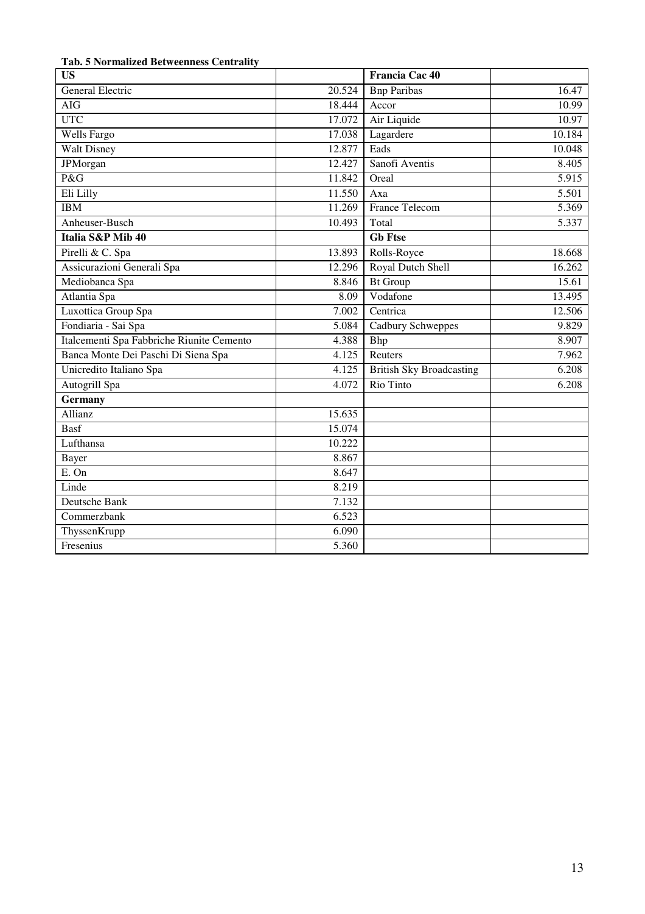**Tab. 5 Normalized Betweenness Centrality**

| **US** | | **Francia Cac 40** | |
|---|---|---|---|
| General Electric | 20.524 | Bnp Paribas | 16.47 |
| AIG | 18.444 | Accor | 10.99 |
| UTC | 17.072 | Air Liquide | 10.97 |
| Wells Fargo | 17.038 | Lagardere | 10.184 |
| Walt Disney | 12.877 | Eads | 10.048 |
| JPMorgan | 12.427 | Sanofi Aventis | 8.405 |
| P&G | 11.842 | Oreal | 5.915 |
| Eli Lilly | 11.550 | Axa | 5.501 |
| IBM | 11.269 | France Telecom | 5.369 |
| Anheuser-Busch | 10.493 | Total | 5.337 |
| **Italia S&P Mib 40** | | **Gb Ftse** | |
| Pirelli & C. Spa | 13.893 | Rolls-Royce | 18.668 |
| Assicurazioni Generali Spa | 12.296 | Royal Dutch Shell | 16.262 |
| Mediobanca Spa | 8.846 | Bt Group | 15.61 |
| Atlantia Spa | 8.09 | Vodafone | 13.495 |
| Luxottica Group Spa | 7.002 | Centrica | 12.506 |
| Fondiaria - Sai Spa | 5.084 | Cadbury Schweppes | 9.829 |
| Italcementi Spa Fabbriche Riunite Cemento | 4.388 | Bhp | 8.907 |
| Banca Monte Dei Paschi Di Siena Spa | 4.125 | Reuters | 7.962 |
| Unicredito Italiano Spa | 4.125 | British Sky Broadcasting | 6.208 |
| Autogrill Spa | 4.072 | Rio Tinto | 6.208 |
| **Germany** | | | |
| Allianz | 15.635 | | |
| Basf | 15.074 | | |
| Lufthansa | 10.222 | | |
| Bayer | 8.867 | | |
| E. On | 8.647 | | |
| Linde | 8.219 | | |
| Deutsche Bank | 7.132 | | |
| Commerzbank | 6.523 | | |
| ThyssenKrupp | 6.090 | | |
| Fresenius | 5.360 | | |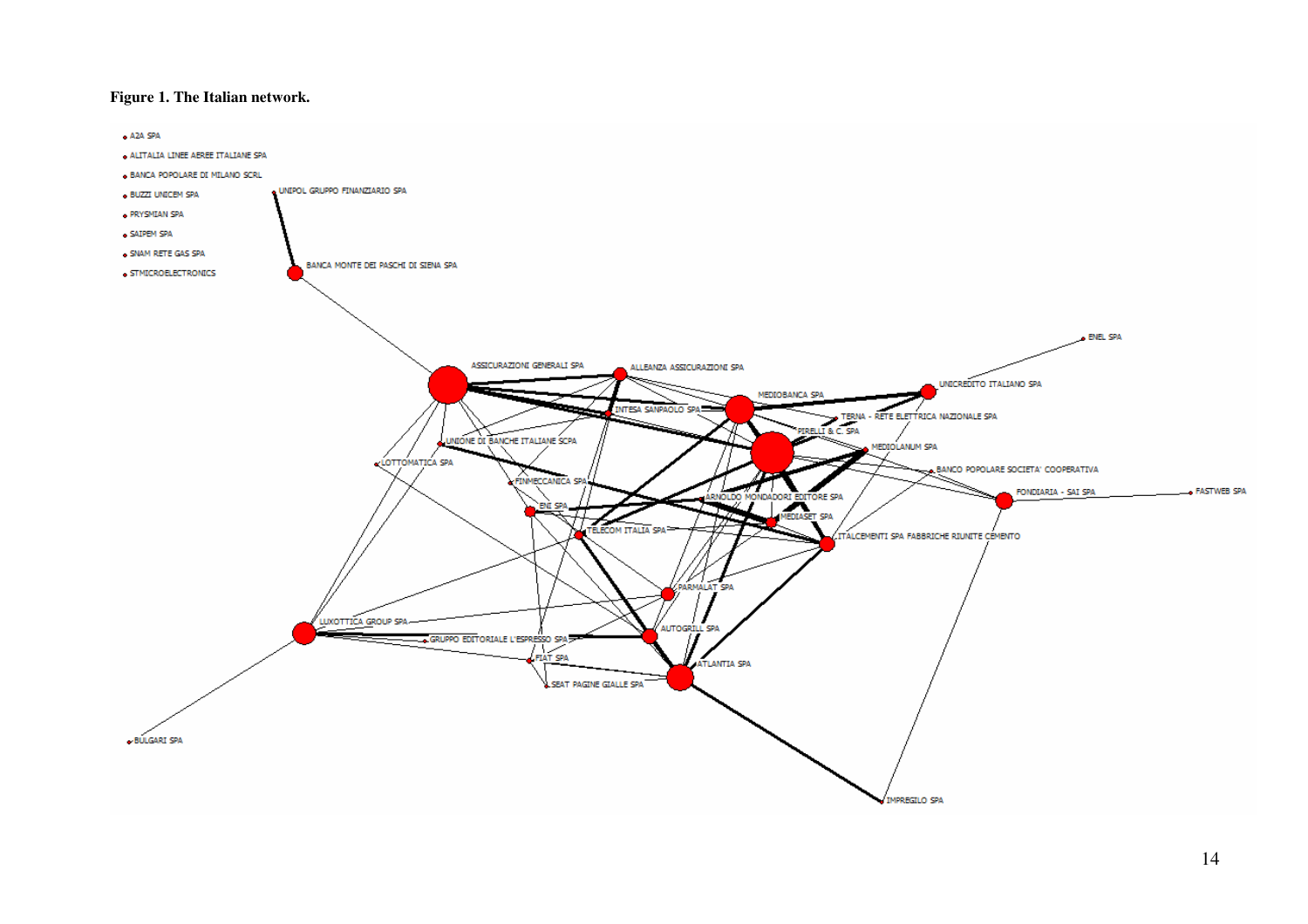**Figure 1. The Italian network.**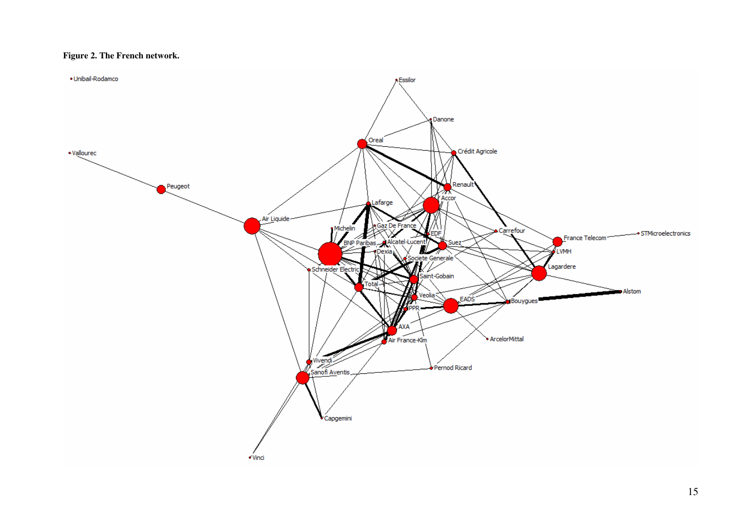**Figure 2. The French network.**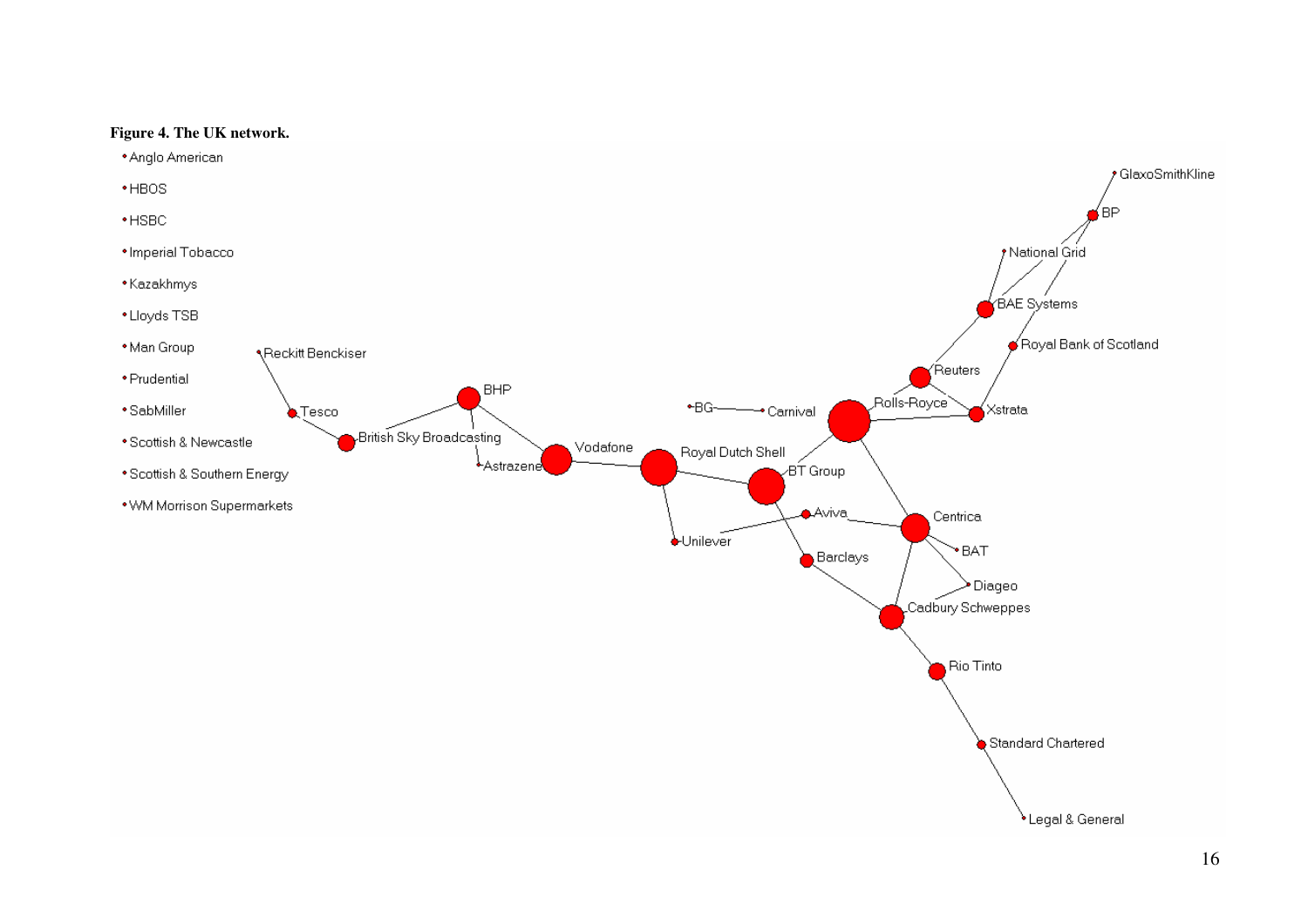**Figure 4. The UK network.**

- Anglo American
- HBOS
- HSBC
- Imperial Tobacco
- Kazakhmys
- Lloyds TSB
- Man Group
- Prudential
- SabMiller
- Scottish & Newcastle
- Scottish & Southern Energy
- WM Morrison Supermarkets

Reckitt Benckiser, Tesco, British Sky Broadcasting, BHP, Astrazeneca, Vodafone, Royal Dutch Shell, Unilever, BG, Carnival, BT Group, Aviva, Barclays, Rolls-Royce, Reuters, Xstrata, Centrica, BAT, Diageo, Cadbury Schweppes, Rio Tinto, Standard Chartered, Legal & General, GlaxoSmithKline, BP, National Grid, BAE Systems, Royal Bank of Scotland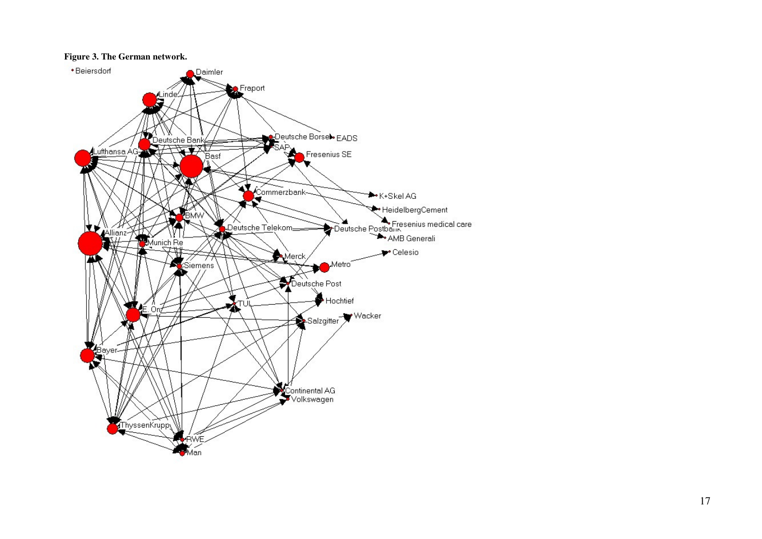**Figure 3. The German network.**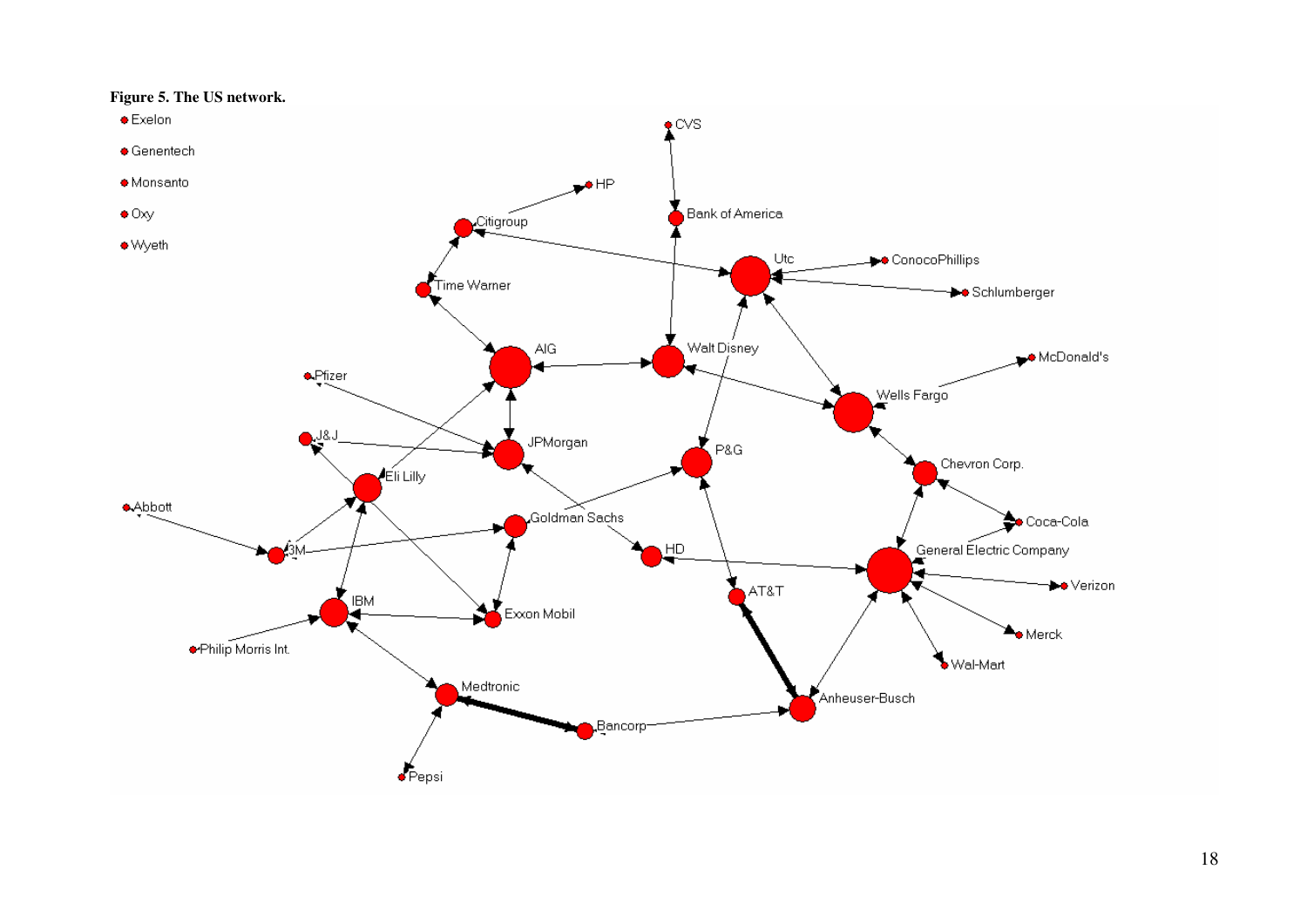**Figure 5. The US network.**

Exelon
Genentech
Monsanto
Oxy
Wyeth
CVS
HP
Citigroup
Bank of America
Utc
ConocoPhillips
Schlumberger
Time Warner
AIG
Walt Disney
McDonald's
Pfizer
Wells Fargo
J&J
JPMorgan
P&G
Eli Lilly
Chevron Corp.
Abbott
Goldman Sachs
Coca-Cola
3M
HD
General Electric Company
AT&T
Verizon
IBM
Exxon Mobil
Philip Morris Int.
Merck
Wal-Mart
Medtronic
Anheuser-Busch
Bancorp
Pepsi